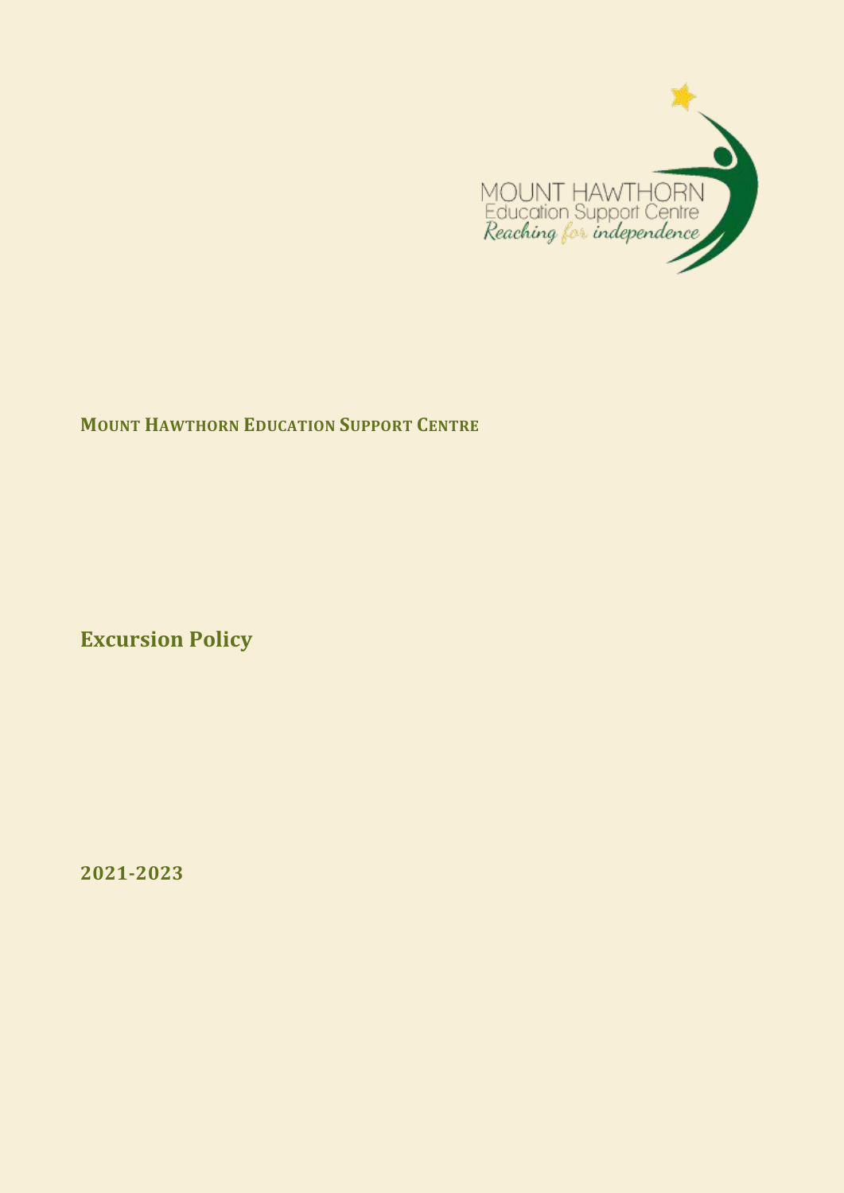MOUNT HAWTHORN
Education Support Centre
*Reaching for independence*

**MOUNT HAWTHORN EDUCATION SUPPORT CENTRE**

# Excursion Policy

**2021-2023**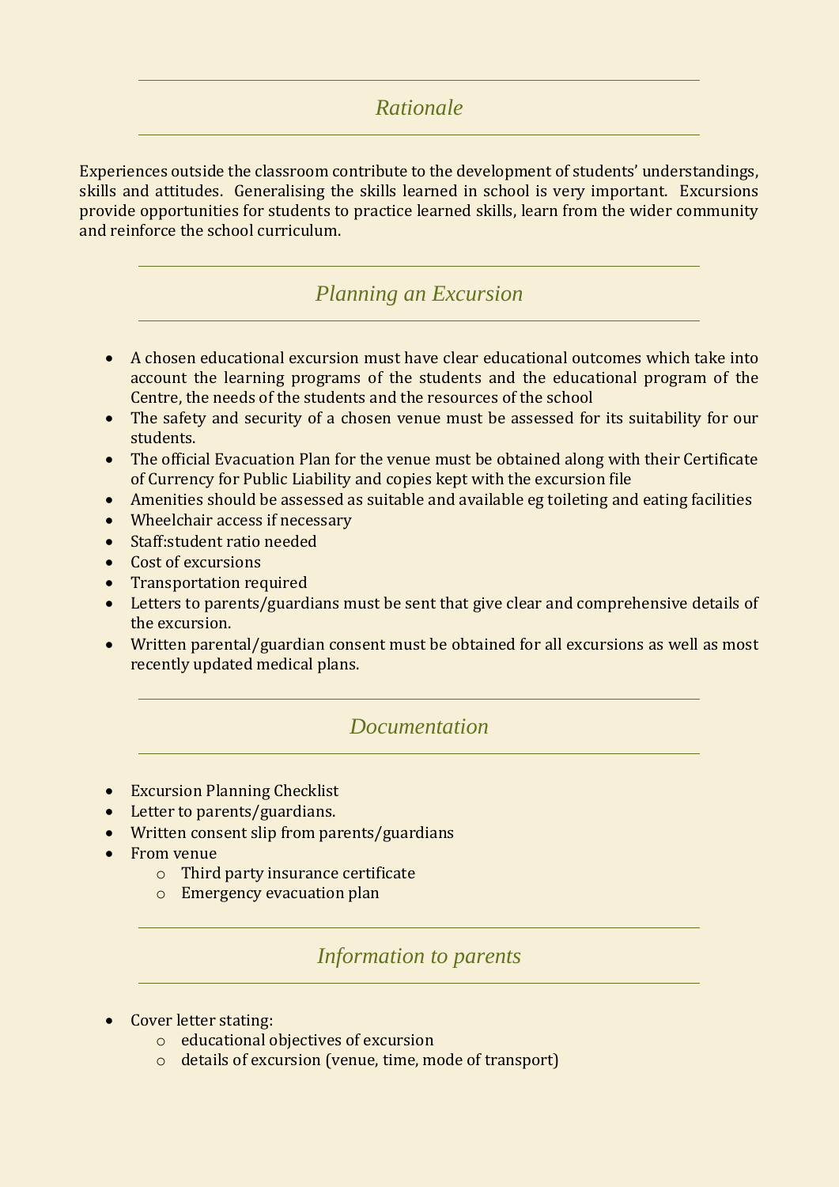## *Rationale*

Experiences outside the classroom contribute to the development of students' understandings, skills and attitudes. Generalising the skills learned in school is very important. Excursions provide opportunities for students to practice learned skills, learn from the wider community and reinforce the school curriculum.

## *Planning an Excursion*

- A chosen educational excursion must have clear educational outcomes which take into account the learning programs of the students and the educational program of the Centre, the needs of the students and the resources of the school
- The safety and security of a chosen venue must be assessed for its suitability for our students.
- The official Evacuation Plan for the venue must be obtained along with their Certificate of Currency for Public Liability and copies kept with the excursion file
- Amenities should be assessed as suitable and available eg toileting and eating facilities
- Wheelchair access if necessary
- Staff:student ratio needed
- Cost of excursions
- Transportation required
- Letters to parents/guardians must be sent that give clear and comprehensive details of the excursion.
- Written parental/guardian consent must be obtained for all excursions as well as most recently updated medical plans.

## *Documentation*

- Excursion Planning Checklist
- Letter to parents/guardians.
- Written consent slip from parents/guardians
- From venue
  - Third party insurance certificate
  - Emergency evacuation plan

## *Information to parents*

- Cover letter stating:
  - educational objectives of excursion
  - details of excursion (venue, time, mode of transport)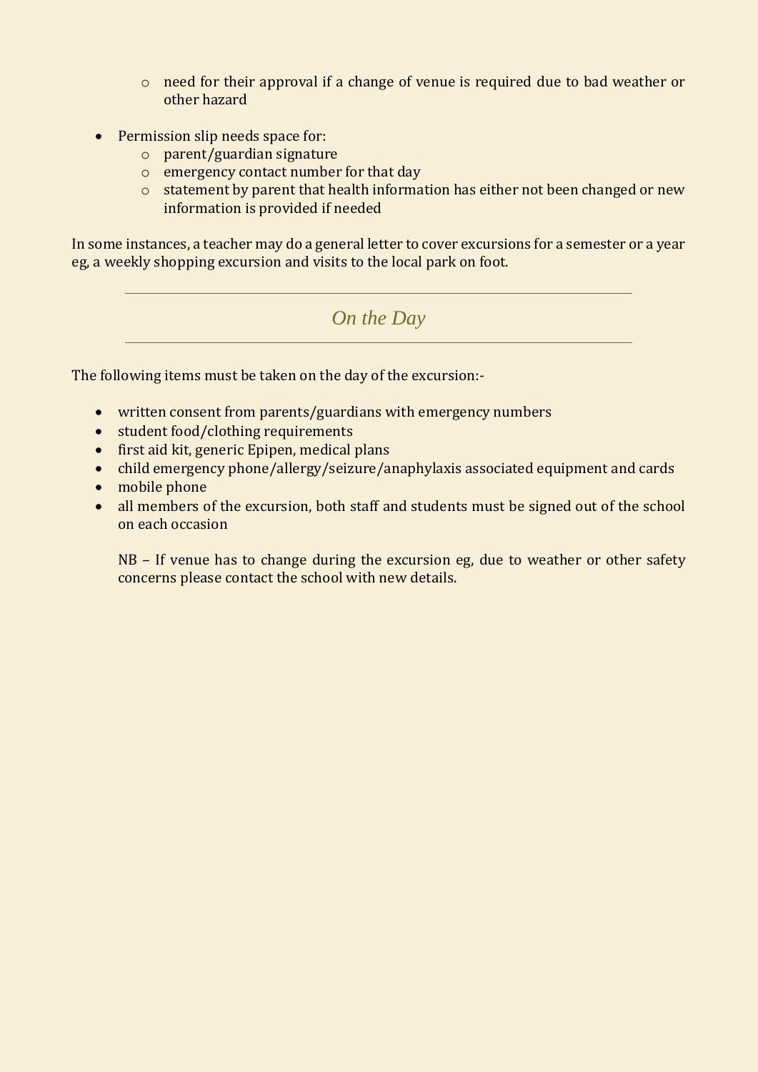- need for their approval if a change of venue is required due to bad weather or other hazard

- Permission slip needs space for:
    - parent/guardian signature
    - emergency contact number for that day
    - statement by parent that health information has either not been changed or new information is provided if needed

In some instances, a teacher may do a general letter to cover excursions for a semester or a year eg, a weekly shopping excursion and visits to the local park on foot.

## *On the Day*

The following items must be taken on the day of the excursion:-

- written consent from parents/guardians with emergency numbers
- student food/clothing requirements
- first aid kit, generic Epipen, medical plans
- child emergency phone/allergy/seizure/anaphylaxis associated equipment and cards
- mobile phone
- all members of the excursion, both staff and students must be signed out of the school on each occasion

  NB – If venue has to change during the excursion eg, due to weather or other safety concerns please contact the school with new details.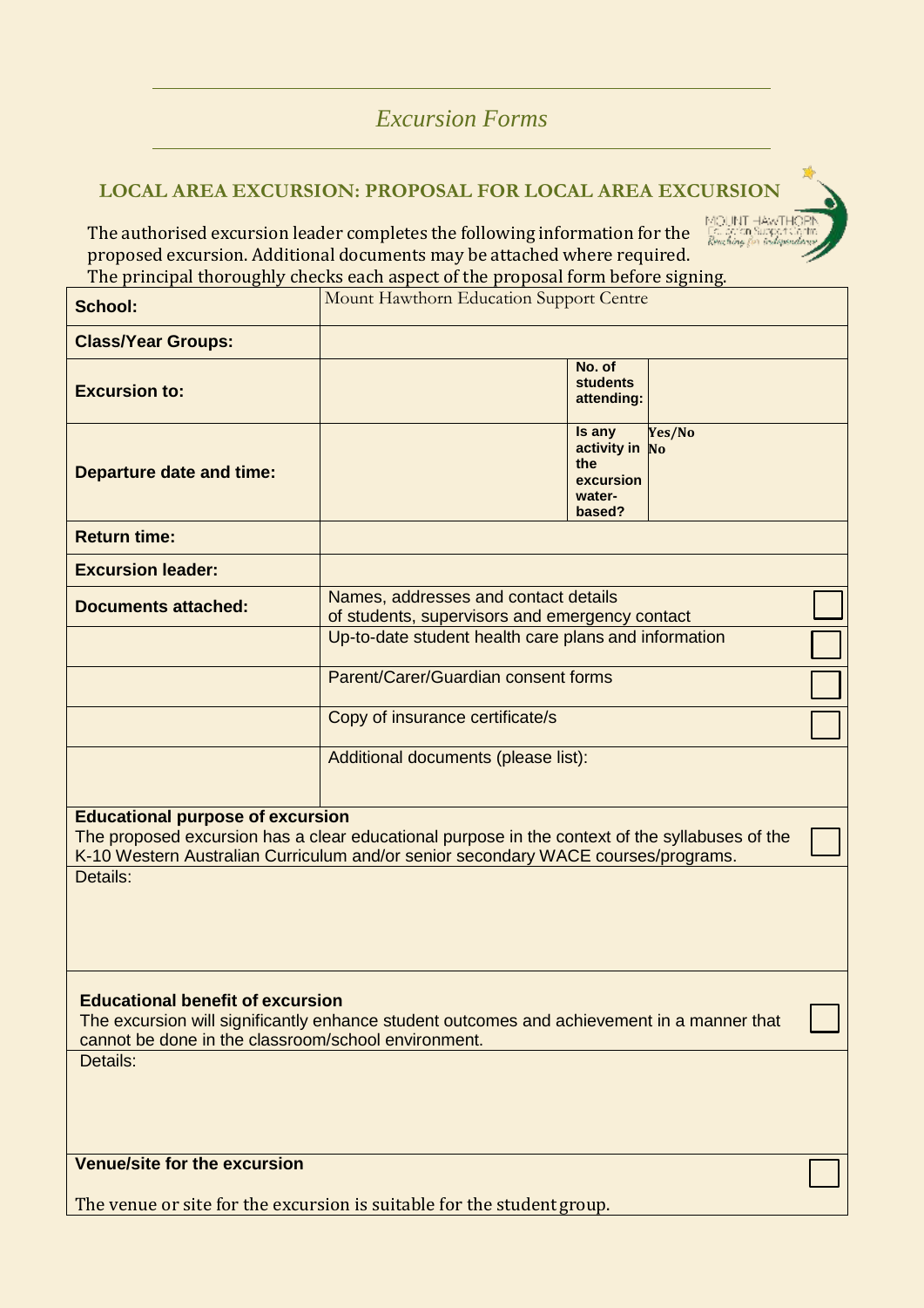# Excursion Forms

## LOCAL AREA EXCURSION: PROPOSAL FOR LOCAL AREA EXCURSION

The authorised excursion leader completes the following information for the proposed excursion. Additional documents may be attached where required. The principal thoroughly checks each aspect of the proposal form before signing.

| | | | |
|---|---|---|---|
| **School:** | Mount Hawthorn Education Support Centre | | |
| **Class/Year Groups:** | | | |
| **Excursion to:** | | **No. of students attending:** | |
| **Departure date and time:** | | **Is any activity in the excursion water-based?** | Yes/No No |
| **Return time:** | | | |
| **Excursion leader:** | | | |
| **Documents attached:** | Names, addresses and contact details of students, supervisors and emergency contact | | ☐ |
| | Up-to-date student health care plans and information | | ☐ |
| | Parent/Carer/Guardian consent forms | | ☐ |
| | Copy of insurance certificate/s | | ☐ |
| | Additional documents (please list): | | |

**Educational purpose of excursion**

The proposed excursion has a clear educational purpose in the context of the syllabuses of the K-10 Western Australian Curriculum and/or senior secondary WACE courses/programs. ☐

Details:

**Educational benefit of excursion**

The excursion will significantly enhance student outcomes and achievement in a manner that cannot be done in the classroom/school environment. ☐

Details:

**Venue/site for the excursion** ☐

The venue or site for the excursion is suitable for the student group.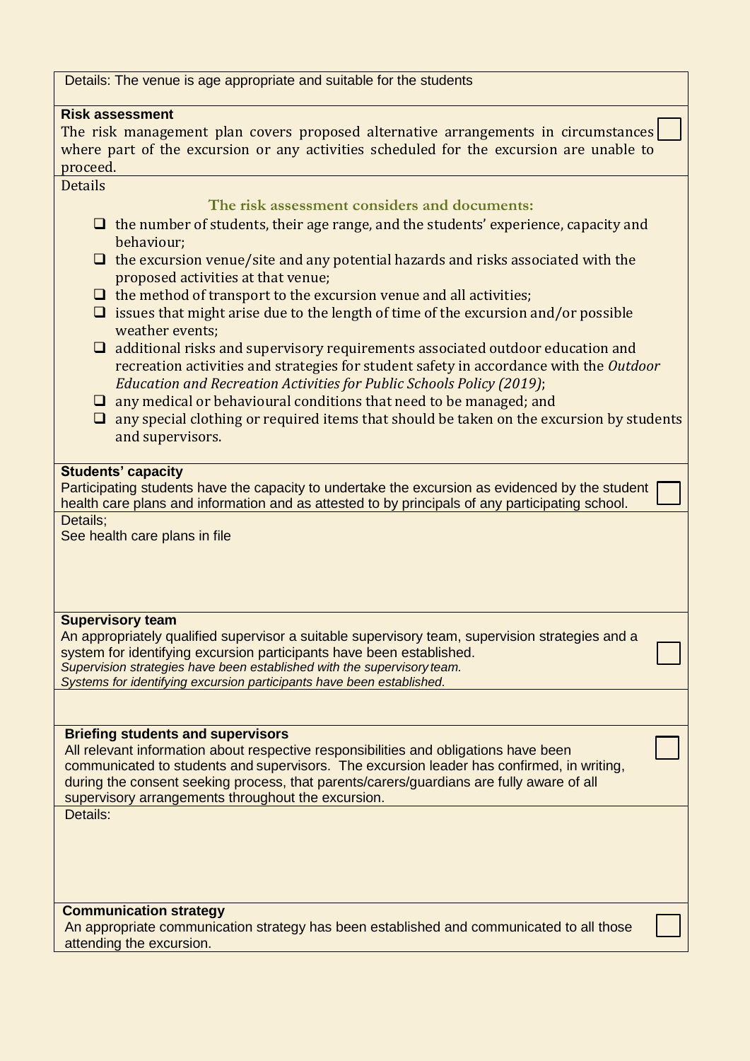Details: The venue is age appropriate and suitable for the students

**Risk assessment**

The risk management plan covers proposed alternative arrangements in circumstances where part of the excursion or any activities scheduled for the excursion are unable to proceed. ☐

Details

### The risk assessment considers and documents:

- ☐ the number of students, their age range, and the students' experience, capacity and behaviour;
- ☐ the excursion venue/site and any potential hazards and risks associated with the proposed activities at that venue;
- ☐ the method of transport to the excursion venue and all activities;
- ☐ issues that might arise due to the length of time of the excursion and/or possible weather events;
- ☐ additional risks and supervisory requirements associated outdoor education and recreation activities and strategies for student safety in accordance with the *Outdoor Education and Recreation Activities for Public Schools Policy (2019)*;
- ☐ any medical or behavioural conditions that need to be managed; and
- ☐ any special clothing or required items that should be taken on the excursion by students and supervisors.

**Students' capacity**

Participating students have the capacity to undertake the excursion as evidenced by the student health care plans and information and as attested to by principals of any participating school. ☐

Details;

See health care plans in file

**Supervisory team**

An appropriately qualified supervisor a suitable supervisory team, supervision strategies and a system for identifying excursion participants have been established. ☐

*Supervision strategies have been established with the supervisory team.*

*Systems for identifying excursion participants have been established.*

**Briefing students and supervisors**

All relevant information about respective responsibilities and obligations have been communicated to students and supervisors. The excursion leader has confirmed, in writing, during the consent seeking process, that parents/carers/guardians are fully aware of all supervisory arrangements throughout the excursion. ☐

Details:

**Communication strategy**

An appropriate communication strategy has been established and communicated to all those attending the excursion. ☐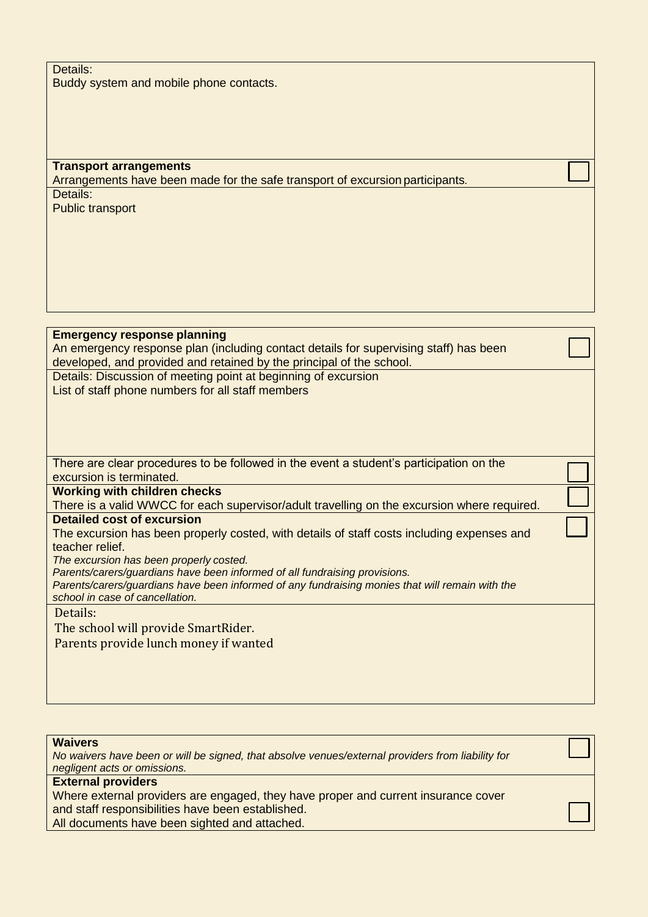| | |
|---|---|
| Details:<br>Buddy system and mobile phone contacts. | |
| **Transport arrangements**<br>Arrangements have been made for the safe transport of excursion participants. | ☐ |
| Details:<br>Public transport | |

| | |
|---|---|
| **Emergency response planning**<br>An emergency response plan (including contact details for supervising staff) has been developed, and provided and retained by the principal of the school. | ☐ |
| Details: Discussion of meeting point at beginning of excursion<br>List of staff phone numbers for all staff members | |
| There are clear procedures to be followed in the event a student's participation on the excursion is terminated. | ☐ |
| **Working with children checks**<br>There is a valid WWCC for each supervisor/adult travelling on the excursion where required. | ☐ |
| **Detailed cost of excursion**<br>The excursion has been properly costed, with details of staff costs including expenses and teacher relief.<br>*The excursion has been properly costed.*<br>*Parents/carers/guardians have been informed of all fundraising provisions.*<br>*Parents/carers/guardians have been informed of any fundraising monies that will remain with the school in case of cancellation.* | ☐ |
| Details:<br>The school will provide SmartRider.<br>Parents provide lunch money if wanted | |

| | |
|---|---|
| **Waivers**<br>*No waivers have been or will be signed, that absolve venues/external providers from liability for negligent acts or omissions.* | ☐ |
| **External providers**<br>Where external providers are engaged, they have proper and current insurance cover and staff responsibilities have been established.<br>All documents have been sighted and attached. | ☐ |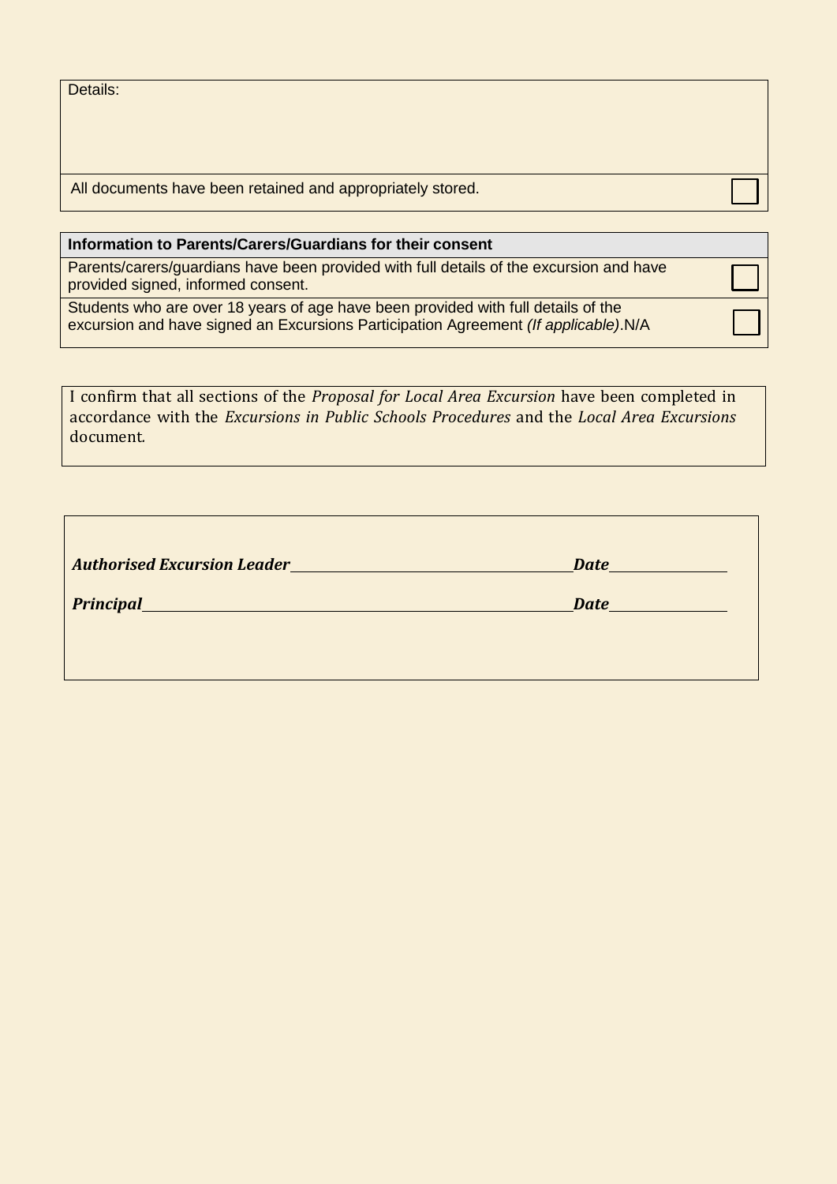| Details: | |
|---|---|
| All documents have been retained and appropriately stored. | ☐ |

| Information to Parents/Carers/Guardians for their consent | |
|---|---|
| Parents/carers/guardians have been provided with full details of the excursion and have provided signed, informed consent. | ☐ |
| Students who are over 18 years of age have been provided with full details of the excursion and have signed an Excursions Participation Agreement *(If applicable)*.N/A | ☐ |

I confirm that all sections of the *Proposal for Local Area Excursion* have been completed in accordance with the *Excursions in Public Schools Procedures* and the *Local Area Excursions* document.

***Authorised Excursion Leader***\_\_\_\_\_\_\_\_\_\_\_\_\_\_\_\_\_\_\_\_\_\_\_\_\_\_\_\_\_\_\_\_\_\_\_\_\_\_\_\_ ***Date***\_\_\_\_\_\_\_\_\_\_\_\_\_\_\_\_

***Principal***\_\_\_\_\_\_\_\_\_\_\_\_\_\_\_\_\_\_\_\_\_\_\_\_\_\_\_\_\_\_\_\_\_\_\_\_\_\_\_\_\_\_\_\_\_\_\_\_\_\_\_\_\_\_\_\_\_\_ ***Date***\_\_\_\_\_\_\_\_\_\_\_\_\_\_\_\_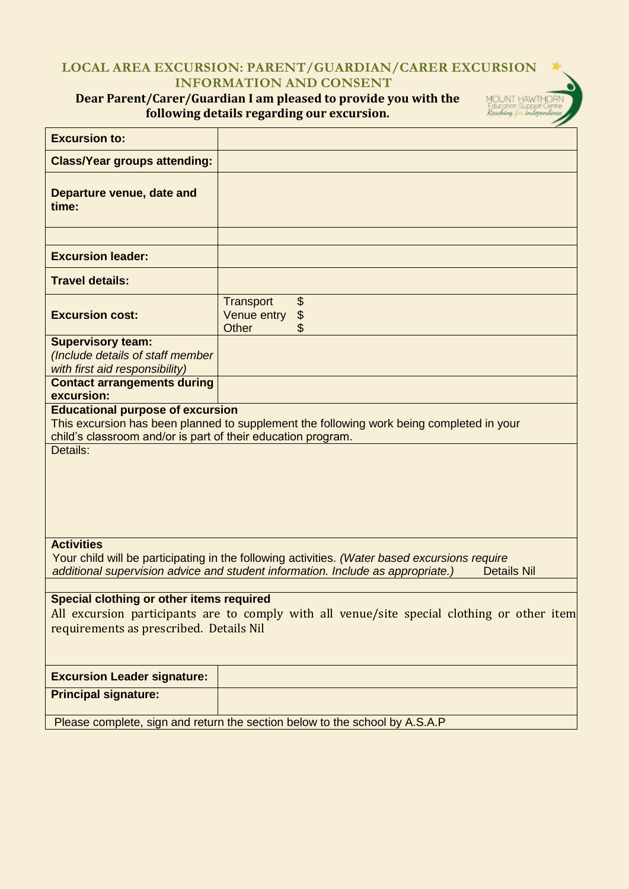## LOCAL AREA EXCURSION: PARENT/GUARDIAN/CARER EXCURSION INFORMATION AND CONSENT

**Dear Parent/Carer/Guardian I am pleased to provide you with the following details regarding our excursion.**

| **Excursion to:** | |
|---|---|
| **Class/Year groups attending:** | |
| **Departure venue, date and time:** | |
| | |
| **Excursion leader:** | |
| **Travel details:** | |
| **Excursion cost:** | Transport $<br>Venue entry $<br>Other $ |
| **Supervisory team:**<br>*(Include details of staff member with first aid responsibility)* | |
| **Contact arrangements during excursion:** | |

**Educational purpose of excursion**

This excursion has been planned to supplement the following work being completed in your child's classroom and/or is part of their education program.

Details:

**Activities**

Your child will be participating in the following activities. *(Water based excursions require additional supervision advice and student information. Include as appropriate.)* Details Nil

**Special clothing or other items required**

All excursion participants are to comply with all venue/site special clothing or other item requirements as prescribed. Details Nil

| **Excursion Leader signature:** | |
|---|---|
| **Principal signature:** | |

Please complete, sign and return the section below to the school by A.S.A.P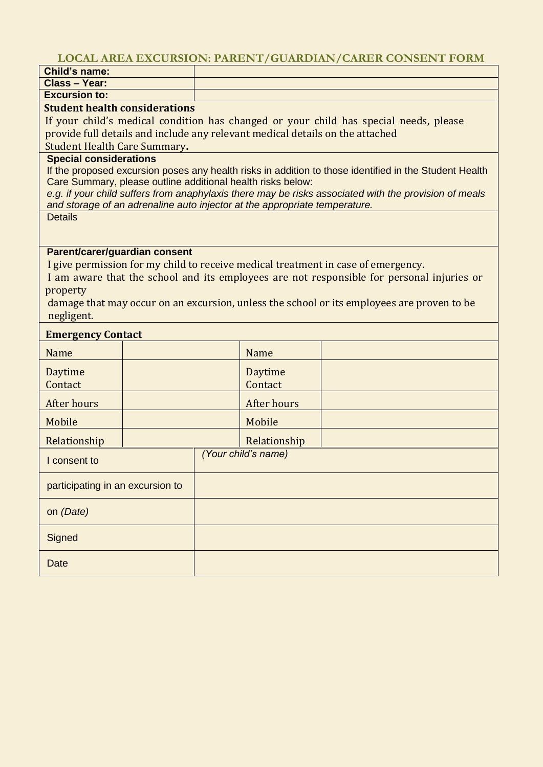# LOCAL AREA EXCURSION: PARENT/GUARDIAN/CARER CONSENT FORM

| | |
|---|---|
| **Child's name:** | |
| **Class – Year:** | |
| **Excursion to:** | |

**Student health considerations**

If your child's medical condition has changed or your child has special needs, please provide full details and include any relevant medical details on the attached Student Health Care Summary**.**

**Special considerations**

If the proposed excursion poses any health risks in addition to those identified in the Student Health Care Summary, please outline additional health risks below:

*e.g. if your child suffers from anaphylaxis there may be risks associated with the provision of meals and storage of an adrenaline auto injector at the appropriate temperature.*

Details

**Parent/carer/guardian consent**

I give permission for my child to receive medical treatment in case of emergency.

I am aware that the school and its employees are not responsible for personal injuries or property damage that may occur on an excursion, unless the school or its employees are proven to be negligent.

**Emergency Contact**

| Name | | Name | |
|---|---|---|---|
| Daytime Contact | | Daytime Contact | |
| After hours | | After hours | |
| Mobile | | Mobile | |
| Relationship | | Relationship | |

| | |
|---|---|
| I consent to | *(Your child's name)* |
| participating in an excursion to | |
| on *(Date)* | |
| Signed | |
| Date | |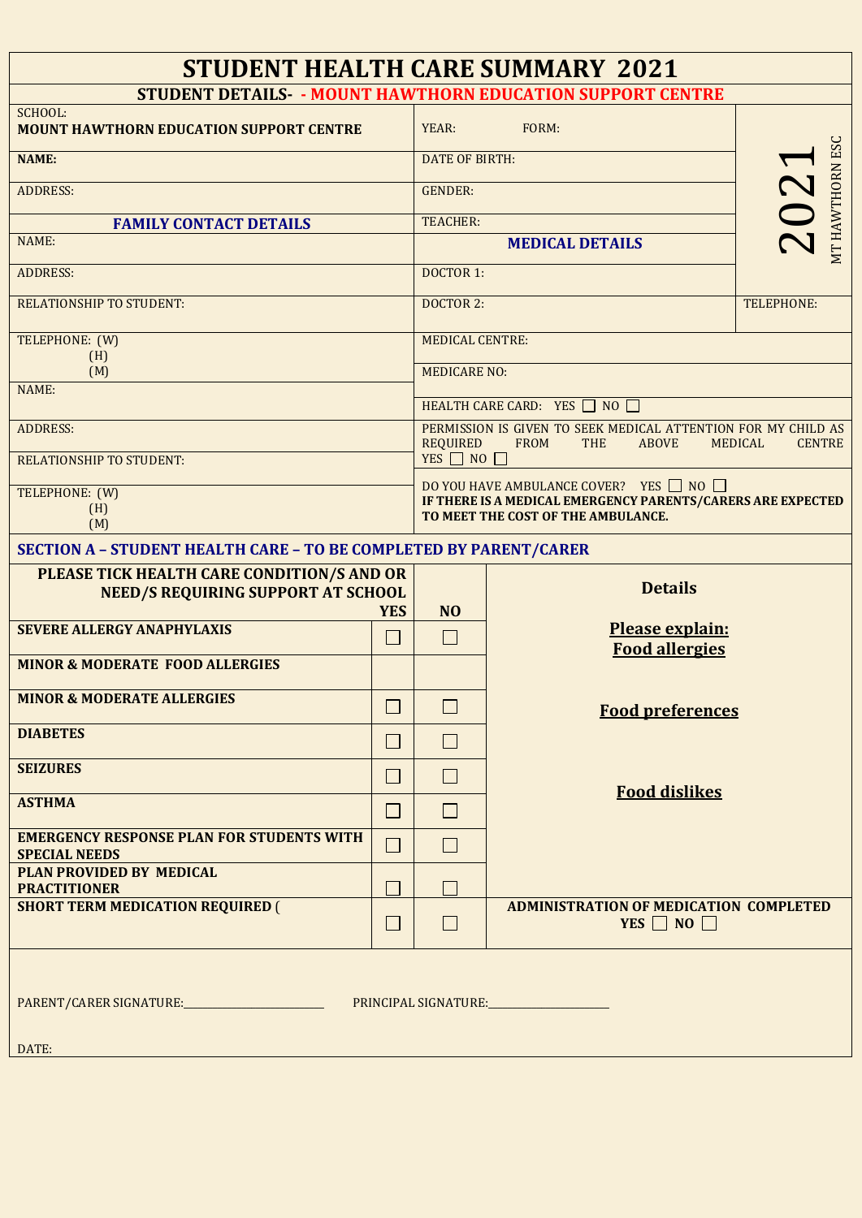# STUDENT HEALTH CARE SUMMARY 2021

## STUDENT DETAILS- - MOUNT HAWTHORN EDUCATION SUPPORT CENTRE

| | | |
|---|---|---|
| SCHOOL:<br>**MOUNT HAWTHORN EDUCATION SUPPORT CENTRE** | YEAR: FORM: | 2021 MT HAWTHORN ESC |
| **NAME:** | DATE OF BIRTH: | |
| ADDRESS: | GENDER: | |
| **FAMILY CONTACT DETAILS** | TEACHER: | |
| NAME: | **MEDICAL DETAILS** | |
| ADDRESS: | DOCTOR 1: | |
| RELATIONSHIP TO STUDENT: | DOCTOR 2: | TELEPHONE: |
| TELEPHONE: (W)<br>(H)<br>(M) | MEDICAL CENTRE: | |
| | MEDICARE NO: | |
| NAME: | HEALTH CARE CARD: YES ☐ NO ☐ | |
| ADDRESS: | PERMISSION IS GIVEN TO SEEK MEDICAL ATTENTION FOR MY CHILD AS REQUIRED FROM THE ABOVE MEDICAL CENTRE<br>YES ☐ NO ☐ | |
| RELATIONSHIP TO STUDENT: | | |
| TELEPHONE: (W)<br>(H)<br>(M) | DO YOU HAVE AMBULANCE COVER? YES ☐ NO ☐<br>**IF THERE IS A MEDICAL EMERGENCY PARENTS/CARERS ARE EXPECTED TO MEET THE COST OF THE AMBULANCE.** | |

## SECTION A – STUDENT HEALTH CARE – TO BE COMPLETED BY PARENT/CARER

| PLEASE TICK HEALTH CARE CONDITION/S AND OR NEED/S REQUIRING SUPPORT AT SCHOOL | YES | NO | Details |
|---|---|---|---|
| SEVERE ALLERGY ANAPHYLAXIS | ☐ | ☐ | **Please explain:**<br>**Food allergies**<br><br>**Food preferences**<br><br>**Food dislikes** |
| MINOR & MODERATE FOOD ALLERGIES | | | |
| MINOR & MODERATE ALLERGIES | ☐ | ☐ | |
| DIABETES | ☐ | ☐ | |
| SEIZURES | ☐ | ☐ | |
| ASTHMA | ☐ | ☐ | |
| EMERGENCY RESPONSE PLAN FOR STUDENTS WITH SPECIAL NEEDS | ☐ | ☐ | |
| PLAN PROVIDED BY MEDICAL PRACTITIONER | ☐ | ☐ | |
| SHORT TERM MEDICATION REQUIRED ( | ☐ | ☐ | **ADMINISTRATION OF MEDICATION COMPLETED**<br>**YES** ☐ **NO** ☐ |

PARENT/CARER SIGNATURE:\_\_\_\_\_\_\_\_\_\_\_\_\_\_\_\_\_\_\_\_ PRINCIPAL SIGNATURE:\_\_\_\_\_\_\_\_\_\_\_\_\_\_\_\_\_\_\_\_

DATE: